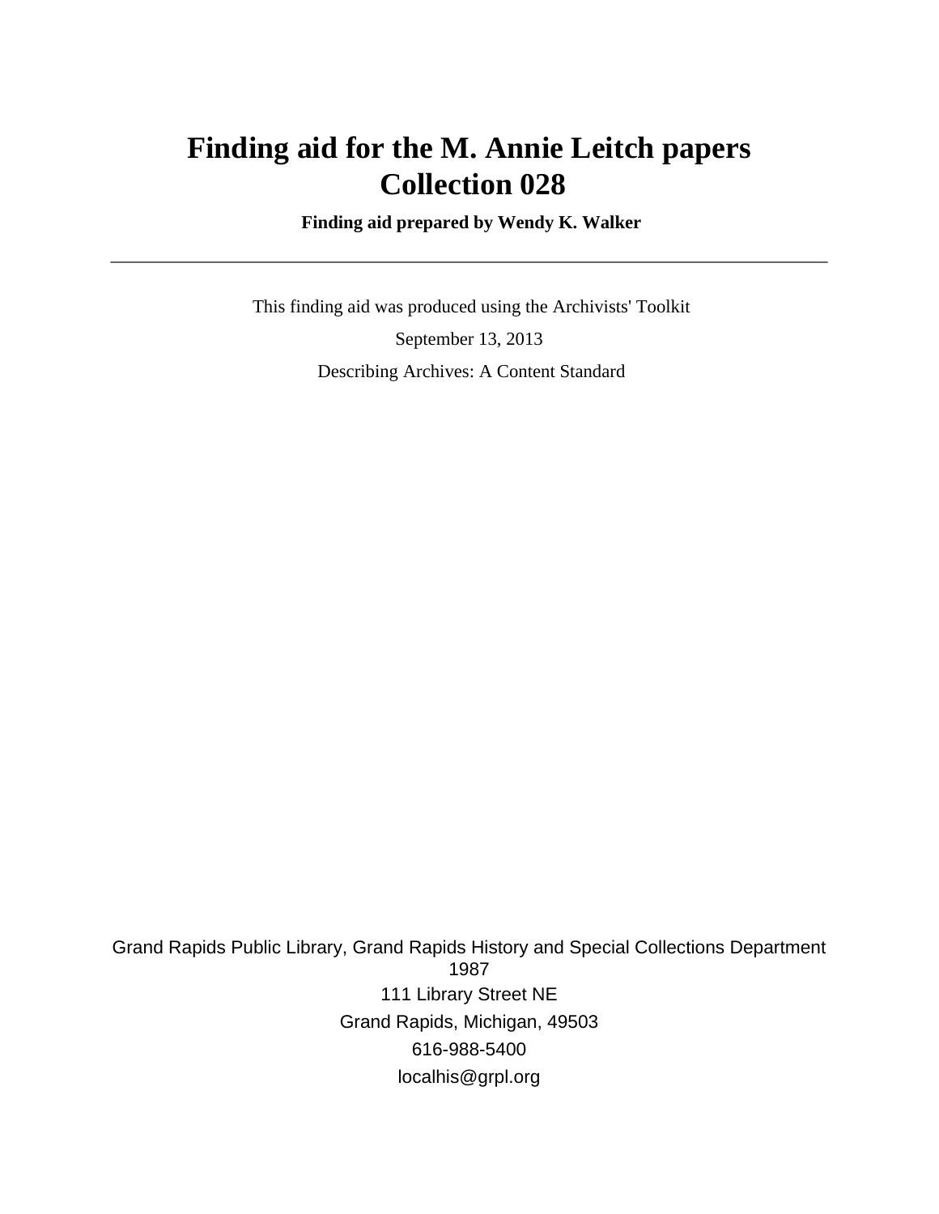# Finding aid for the M. Annie Leitch papers Collection 028

**Finding aid prepared by Wendy K. Walker**

---

This finding aid was produced using the Archivists' Toolkit

September 13, 2013

Describing Archives: A Content Standard

Grand Rapids Public Library, Grand Rapids History and Special Collections Department
1987

111 Library Street NE

Grand Rapids, Michigan, 49503

616-988-5400

localhis@grpl.org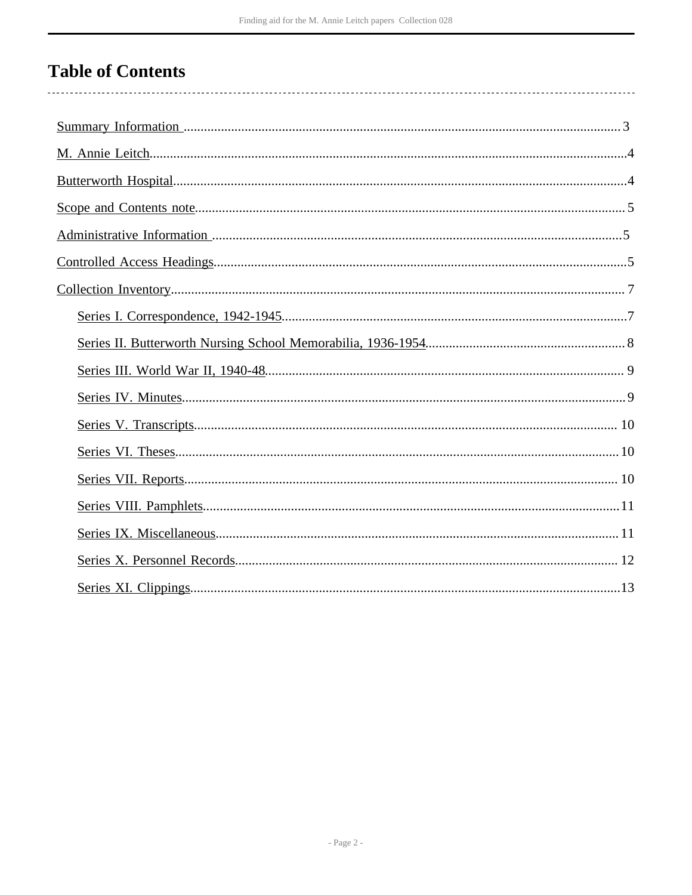# Table of Contents

- Summary Information ................................................ 3
- M. Annie Leitch ................................................ 4
- Butterworth Hospital ................................................ 4
- Scope and Contents note ................................................ 5
- Administrative Information ................................................ 5
- Controlled Access Headings ................................................ 5
- Collection Inventory ................................................ 7
    - Series I. Correspondence, 1942-1945 ................................................ 7
    - Series II. Butterworth Nursing School Memorabilia, 1936-1954 ................................................ 8
    - Series III. World War II, 1940-48 ................................................ 9
    - Series IV. Minutes ................................................ 9
    - Series V. Transcripts ................................................ 10
    - Series VI. Theses ................................................ 10
    - Series VII. Reports ................................................ 10
    - Series VIII. Pamphlets ................................................ 11
    - Series IX. Miscellaneous ................................................ 11
    - Series X. Personnel Records ................................................ 12
    - Series XI. Clippings ................................................ 13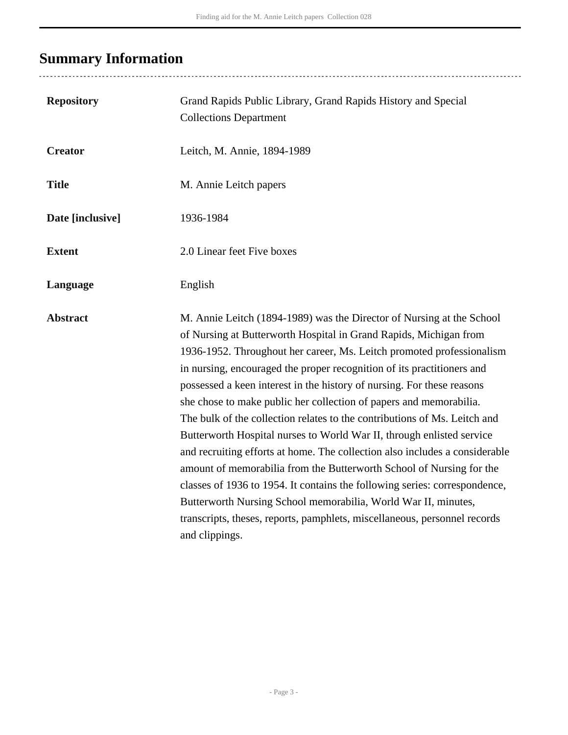## Summary Information

| | |
|---|---|
| **Repository** | Grand Rapids Public Library, Grand Rapids History and Special Collections Department |
| **Creator** | Leitch, M. Annie, 1894-1989 |
| **Title** | M. Annie Leitch papers |
| **Date [inclusive]** | 1936-1984 |
| **Extent** | 2.0 Linear feet Five boxes |
| **Language** | English |
| **Abstract** | M. Annie Leitch (1894-1989) was the Director of Nursing at the School of Nursing at Butterworth Hospital in Grand Rapids, Michigan from 1936-1952. Throughout her career, Ms. Leitch promoted professionalism in nursing, encouraged the proper recognition of its practitioners and possessed a keen interest in the history of nursing. For these reasons she chose to make public her collection of papers and memorabilia. The bulk of the collection relates to the contributions of Ms. Leitch and Butterworth Hospital nurses to World War II, through enlisted service and recruiting efforts at home. The collection also includes a considerable amount of memorabilia from the Butterworth School of Nursing for the classes of 1936 to 1954. It contains the following series: correspondence, Butterworth Nursing School memorabilia, World War II, minutes, transcripts, theses, reports, pamphlets, miscellaneous, personnel records and clippings. |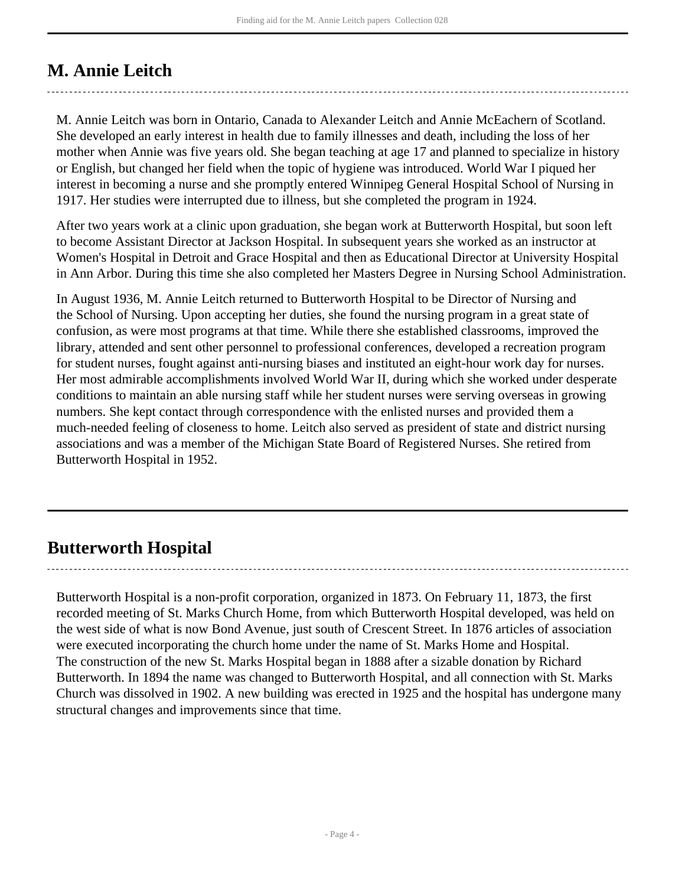## M. Annie Leitch

M. Annie Leitch was born in Ontario, Canada to Alexander Leitch and Annie McEachern of Scotland. She developed an early interest in health due to family illnesses and death, including the loss of her mother when Annie was five years old. She began teaching at age 17 and planned to specialize in history or English, but changed her field when the topic of hygiene was introduced. World War I piqued her interest in becoming a nurse and she promptly entered Winnipeg General Hospital School of Nursing in 1917. Her studies were interrupted due to illness, but she completed the program in 1924.

After two years work at a clinic upon graduation, she began work at Butterworth Hospital, but soon left to become Assistant Director at Jackson Hospital. In subsequent years she worked as an instructor at Women's Hospital in Detroit and Grace Hospital and then as Educational Director at University Hospital in Ann Arbor. During this time she also completed her Masters Degree in Nursing School Administration.

In August 1936, M. Annie Leitch returned to Butterworth Hospital to be Director of Nursing and the School of Nursing. Upon accepting her duties, she found the nursing program in a great state of confusion, as were most programs at that time. While there she established classrooms, improved the library, attended and sent other personnel to professional conferences, developed a recreation program for student nurses, fought against anti-nursing biases and instituted an eight-hour work day for nurses. Her most admirable accomplishments involved World War II, during which she worked under desperate conditions to maintain an able nursing staff while her student nurses were serving overseas in growing numbers. She kept contact through correspondence with the enlisted nurses and provided them a much-needed feeling of closeness to home. Leitch also served as president of state and district nursing associations and was a member of the Michigan State Board of Registered Nurses. She retired from Butterworth Hospital in 1952.

## Butterworth Hospital

Butterworth Hospital is a non-profit corporation, organized in 1873. On February 11, 1873, the first recorded meeting of St. Marks Church Home, from which Butterworth Hospital developed, was held on the west side of what is now Bond Avenue, just south of Crescent Street. In 1876 articles of association were executed incorporating the church home under the name of St. Marks Home and Hospital. The construction of the new St. Marks Hospital began in 1888 after a sizable donation by Richard Butterworth. In 1894 the name was changed to Butterworth Hospital, and all connection with St. Marks Church was dissolved in 1902. A new building was erected in 1925 and the hospital has undergone many structural changes and improvements since that time.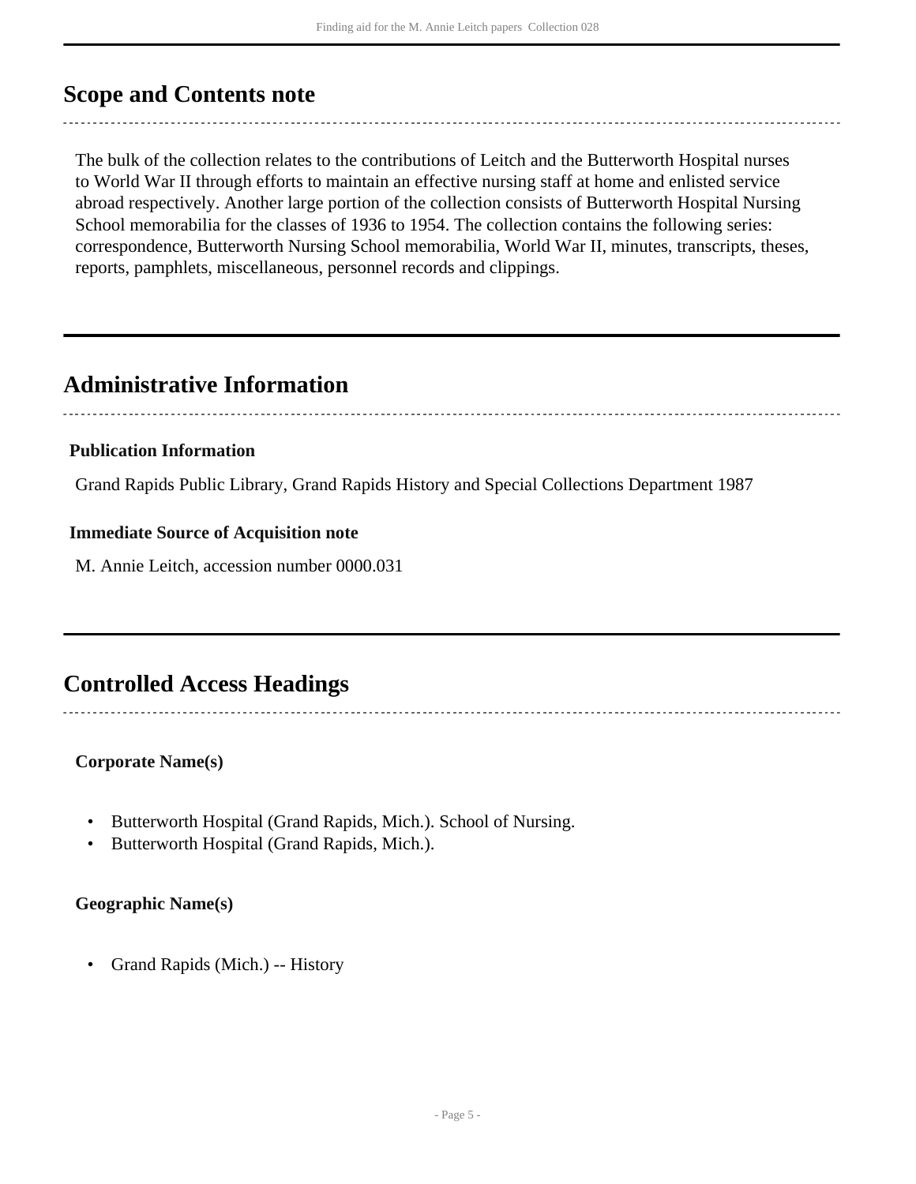## Scope and Contents note

The bulk of the collection relates to the contributions of Leitch and the Butterworth Hospital nurses to World War II through efforts to maintain an effective nursing staff at home and enlisted service abroad respectively. Another large portion of the collection consists of Butterworth Hospital Nursing School memorabilia for the classes of 1936 to 1954. The collection contains the following series: correspondence, Butterworth Nursing School memorabilia, World War II, minutes, transcripts, theses, reports, pamphlets, miscellaneous, personnel records and clippings.

## Administrative Information

### Publication Information

Grand Rapids Public Library, Grand Rapids History and Special Collections Department 1987

### Immediate Source of Acquisition note

M. Annie Leitch, accession number 0000.031

## Controlled Access Headings

### Corporate Name(s)

- Butterworth Hospital (Grand Rapids, Mich.). School of Nursing.
- Butterworth Hospital (Grand Rapids, Mich.).

### Geographic Name(s)

- Grand Rapids (Mich.) -- History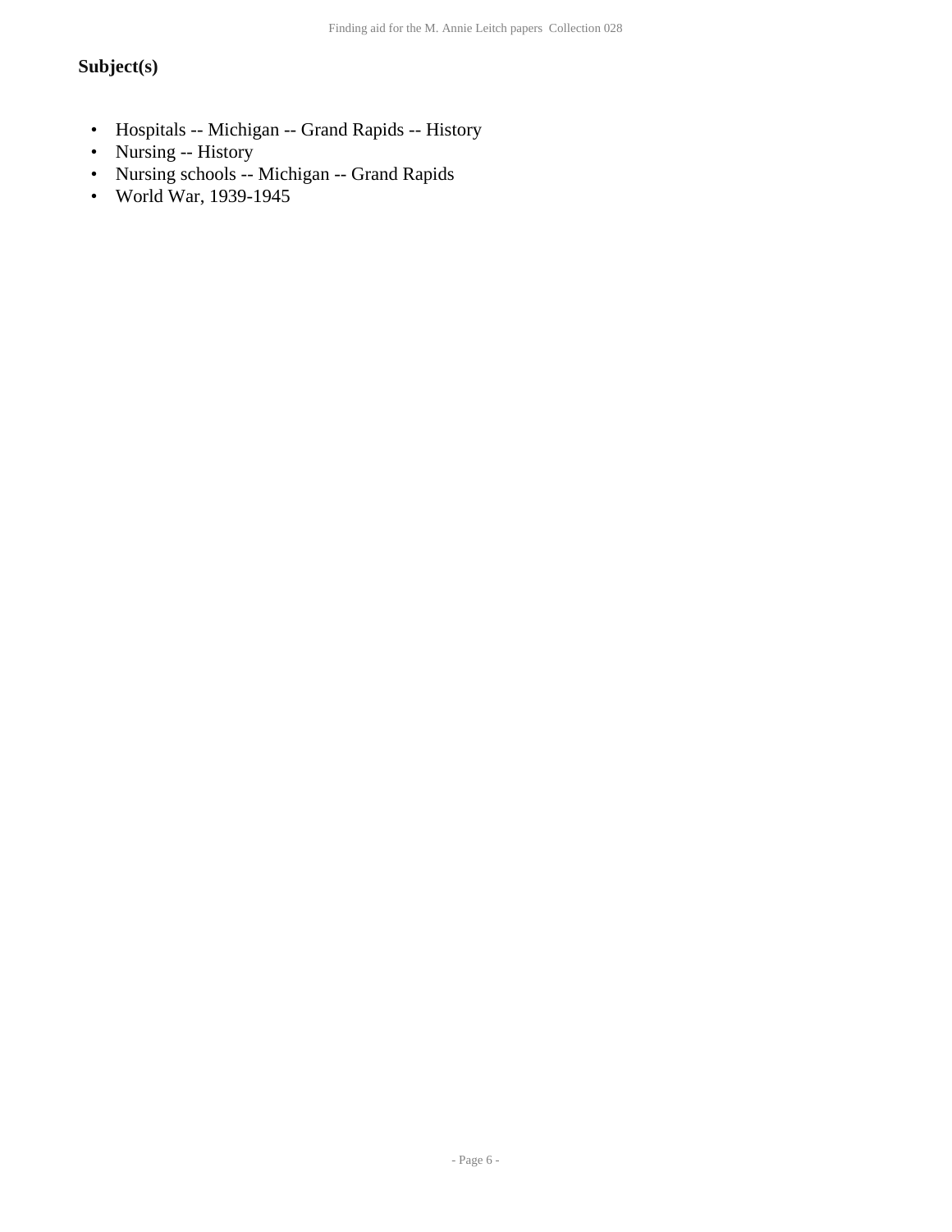## Subject(s)

- Hospitals -- Michigan -- Grand Rapids -- History
- Nursing -- History
- Nursing schools -- Michigan -- Grand Rapids
- World War, 1939-1945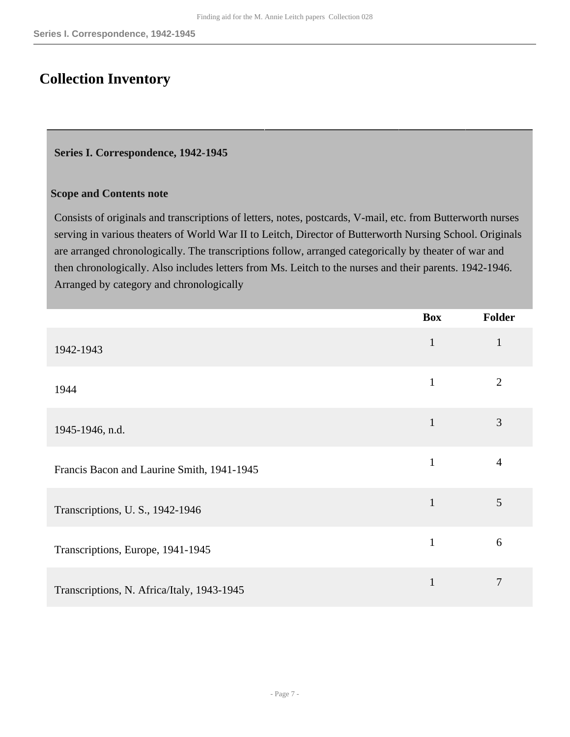# Collection Inventory

### Series I. Correspondence, 1942-1945

**Scope and Contents note**

Consists of originals and transcriptions of letters, notes, postcards, V-mail, etc. from Butterworth nurses serving in various theaters of World War II to Leitch, Director of Butterworth Nursing School. Originals are arranged chronologically. The transcriptions follow, arranged categorically by theater of war and then chronologically. Also includes letters from Ms. Leitch to the nurses and their parents. 1942-1946. Arranged by category and chronologically

| | Box | Folder |
|---|---|---|
| 1942-1943 | 1 | 1 |
| 1944 | 1 | 2 |
| 1945-1946, n.d. | 1 | 3 |
| Francis Bacon and Laurine Smith, 1941-1945 | 1 | 4 |
| Transcriptions, U. S., 1942-1946 | 1 | 5 |
| Transcriptions, Europe, 1941-1945 | 1 | 6 |
| Transcriptions, N. Africa/Italy, 1943-1945 | 1 | 7 |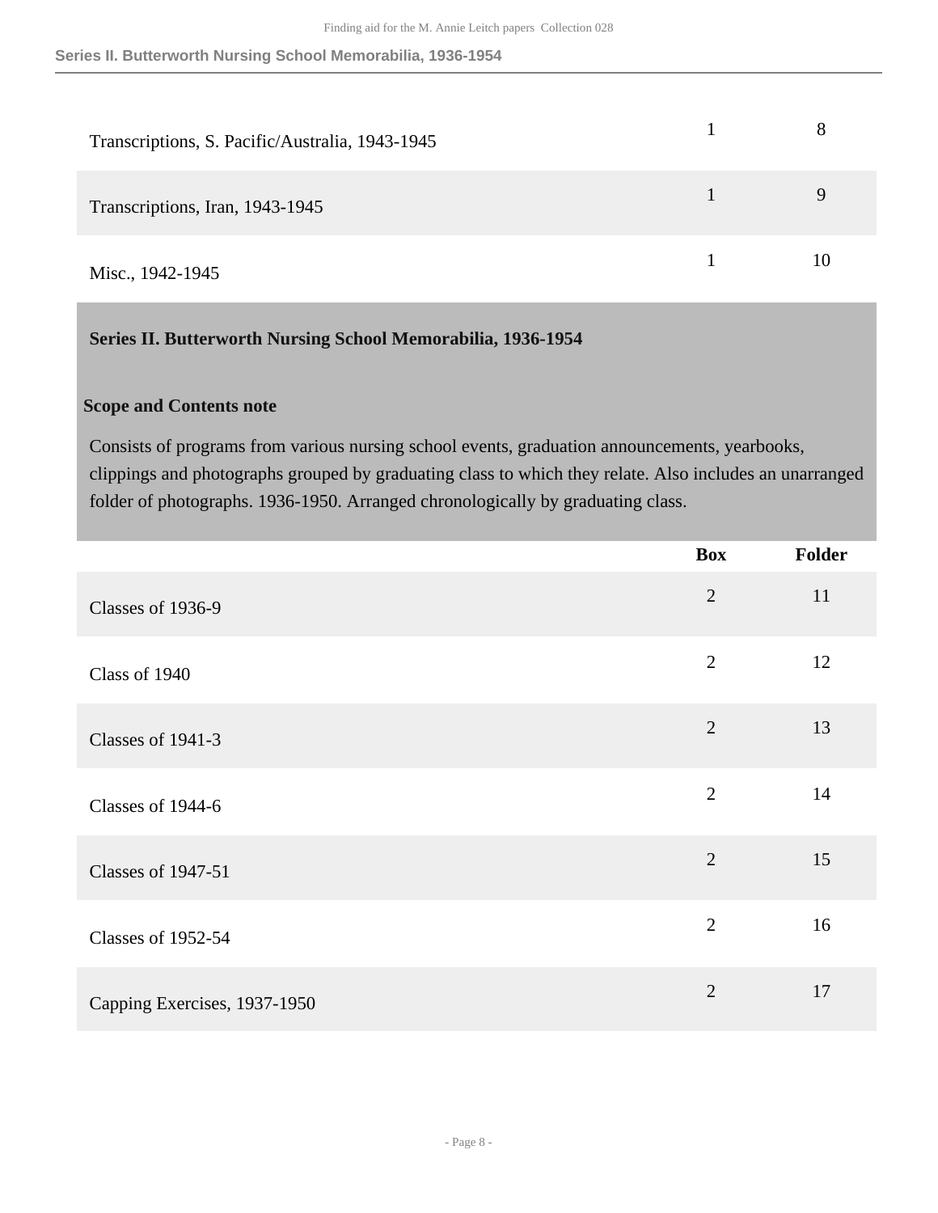| | Box | Folder |
|---|---|---|
| Transcriptions, S. Pacific/Australia, 1943-1945 | 1 | 8 |
| Transcriptions, Iran, 1943-1945 | 1 | 9 |
| Misc., 1942-1945 | 1 | 10 |

## Series II. Butterworth Nursing School Memorabilia, 1936-1954

### Scope and Contents note

Consists of programs from various nursing school events, graduation announcements, yearbooks, clippings and photographs grouped by graduating class to which they relate. Also includes an unarranged folder of photographs. 1936-1950. Arranged chronologically by graduating class.

| | Box | Folder |
|---|---|---|
| Classes of 1936-9 | 2 | 11 |
| Class of 1940 | 2 | 12 |
| Classes of 1941-3 | 2 | 13 |
| Classes of 1944-6 | 2 | 14 |
| Classes of 1947-51 | 2 | 15 |
| Classes of 1952-54 | 2 | 16 |
| Capping Exercises, 1937-1950 | 2 | 17 |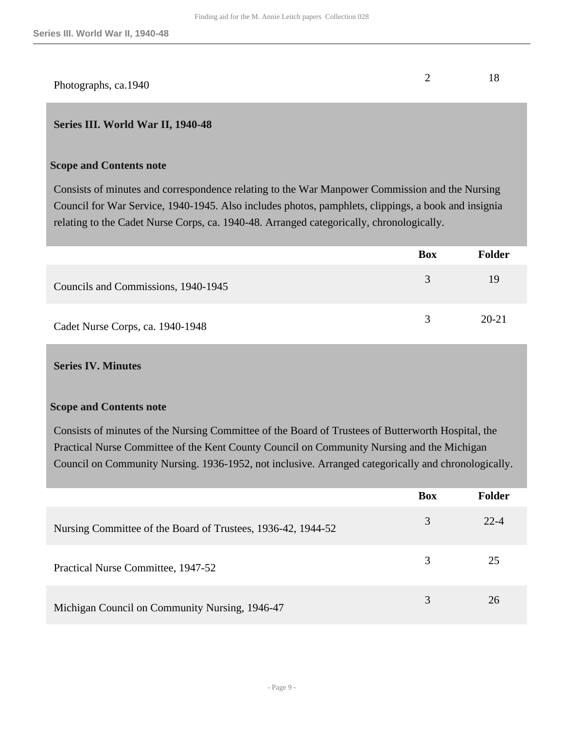| | Box | Folder |
|---|---|---|
| Photographs, ca.1940 | 2 | 18 |

## Series III. World War II, 1940-48

### Scope and Contents note

Consists of minutes and correspondence relating to the War Manpower Commission and the Nursing Council for War Service, 1940-1945. Also includes photos, pamphlets, clippings, a book and insignia relating to the Cadet Nurse Corps, ca. 1940-48. Arranged categorically, chronologically.

| | Box | Folder |
|---|---|---|
| Councils and Commissions, 1940-1945 | 3 | 19 |
| Cadet Nurse Corps, ca. 1940-1948 | 3 | 20-21 |

## Series IV. Minutes

### Scope and Contents note

Consists of minutes of the Nursing Committee of the Board of Trustees of Butterworth Hospital, the Practical Nurse Committee of the Kent County Council on Community Nursing and the Michigan Council on Community Nursing. 1936-1952, not inclusive. Arranged categorically and chronologically.

| | Box | Folder |
|---|---|---|
| Nursing Committee of the Board of Trustees, 1936-42, 1944-52 | 3 | 22-4 |
| Practical Nurse Committee, 1947-52 | 3 | 25 |
| Michigan Council on Community Nursing, 1946-47 | 3 | 26 |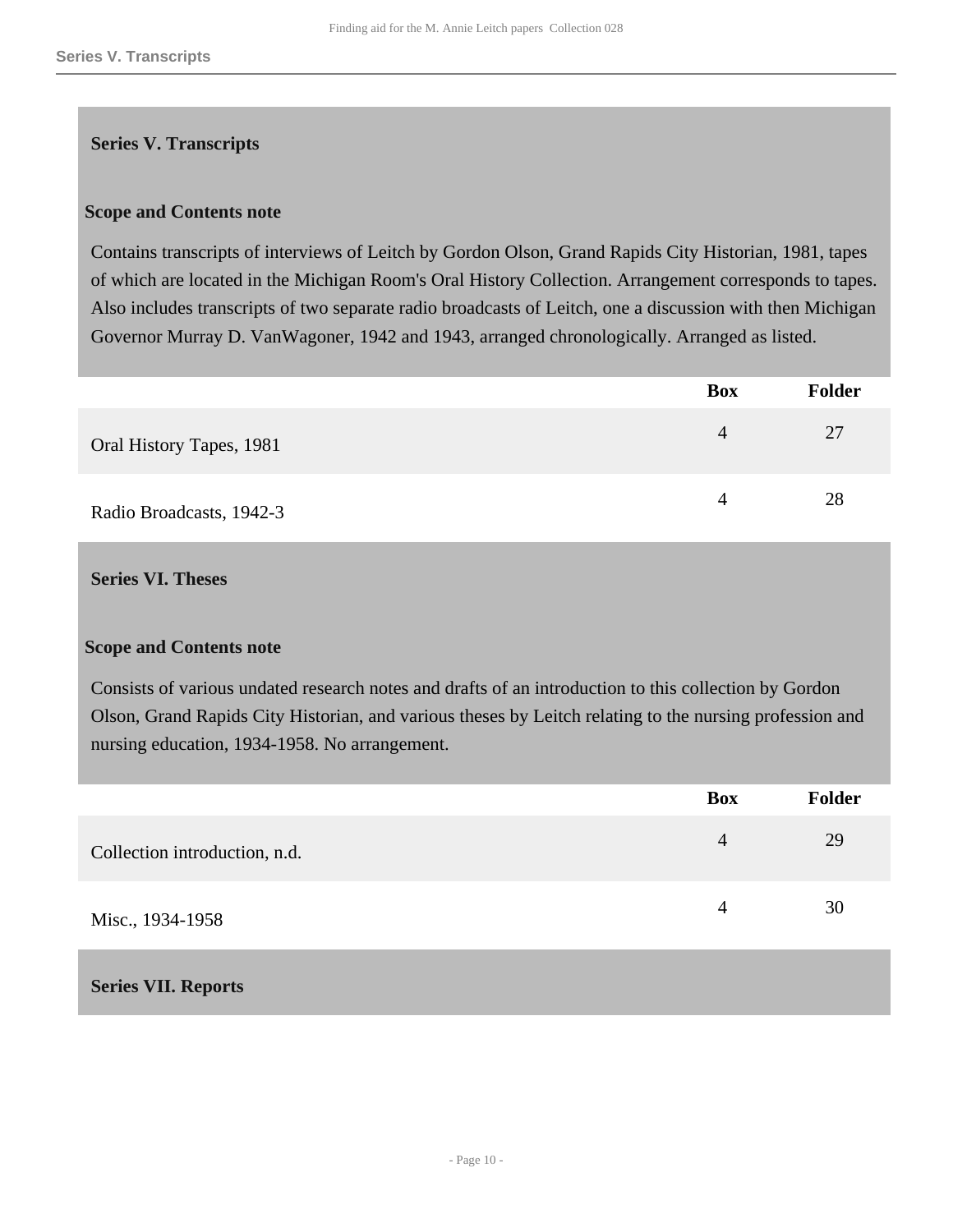## Series V. Transcripts

### Scope and Contents note

Contains transcripts of interviews of Leitch by Gordon Olson, Grand Rapids City Historian, 1981, tapes of which are located in the Michigan Room's Oral History Collection. Arrangement corresponds to tapes. Also includes transcripts of two separate radio broadcasts of Leitch, one a discussion with then Michigan Governor Murray D. VanWagoner, 1942 and 1943, arranged chronologically. Arranged as listed.

| | Box | Folder |
|---|---|---|
| Oral History Tapes, 1981 | 4 | 27 |
| Radio Broadcasts, 1942-3 | 4 | 28 |

## Series VI. Theses

### Scope and Contents note

Consists of various undated research notes and drafts of an introduction to this collection by Gordon Olson, Grand Rapids City Historian, and various theses by Leitch relating to the nursing profession and nursing education, 1934-1958. No arrangement.

| | Box | Folder |
|---|---|---|
| Collection introduction, n.d. | 4 | 29 |
| Misc., 1934-1958 | 4 | 30 |

## Series VII. Reports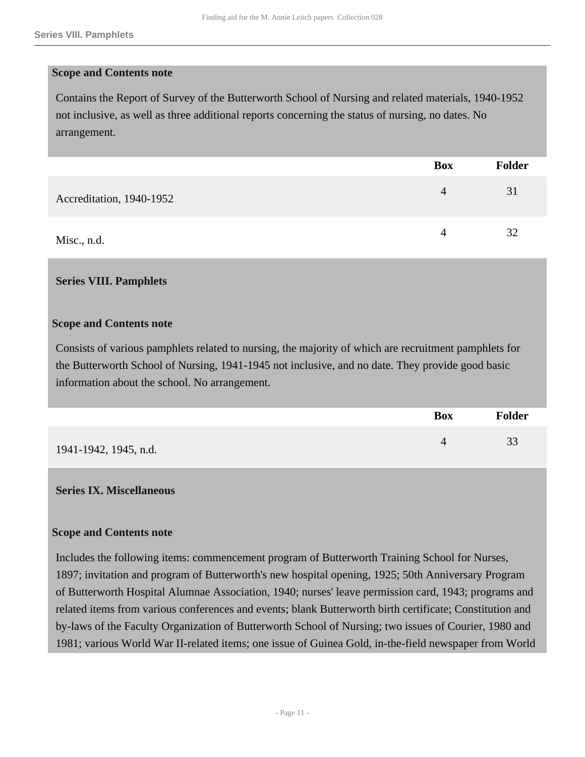### Scope and Contents note

Contains the Report of Survey of the Butterworth School of Nursing and related materials, 1940-1952 not inclusive, as well as three additional reports concerning the status of nursing, no dates. No arrangement.

| | Box | Folder |
|---|---|---|
| Accreditation, 1940-1952 | 4 | 31 |
| Misc., n.d. | 4 | 32 |

## Series VIII. Pamphlets

### Scope and Contents note

Consists of various pamphlets related to nursing, the majority of which are recruitment pamphlets for the Butterworth School of Nursing, 1941-1945 not inclusive, and no date. They provide good basic information about the school. No arrangement.

| | Box | Folder |
|---|---|---|
| 1941-1942, 1945, n.d. | 4 | 33 |

## Series IX. Miscellaneous

### Scope and Contents note

Includes the following items: commencement program of Butterworth Training School for Nurses, 1897; invitation and program of Butterworth's new hospital opening, 1925; 50th Anniversary Program of Butterworth Hospital Alumnae Association, 1940; nurses' leave permission card, 1943; programs and related items from various conferences and events; blank Butterworth birth certificate; Constitution and by-laws of the Faculty Organization of Butterworth School of Nursing; two issues of Courier, 1980 and 1981; various World War II-related items; one issue of Guinea Gold, in-the-field newspaper from World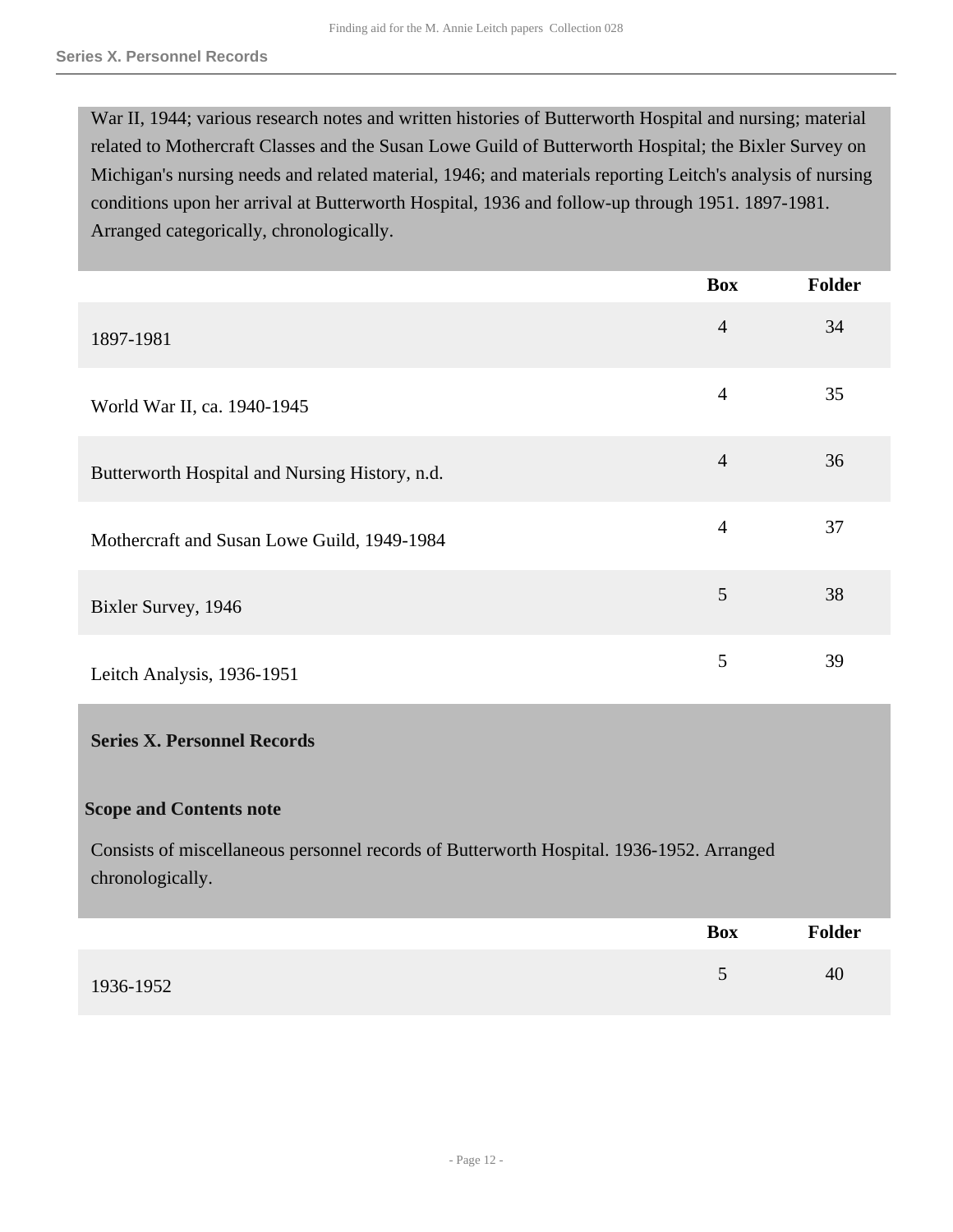War II, 1944; various research notes and written histories of Butterworth Hospital and nursing; material related to Mothercraft Classes and the Susan Lowe Guild of Butterworth Hospital; the Bixler Survey on Michigan's nursing needs and related material, 1946; and materials reporting Leitch's analysis of nursing conditions upon her arrival at Butterworth Hospital, 1936 and follow-up through 1951. 1897-1981. Arranged categorically, chronologically.

| | Box | Folder |
|---|---|---|
| 1897-1981 | 4 | 34 |
| World War II, ca. 1940-1945 | 4 | 35 |
| Butterworth Hospital and Nursing History, n.d. | 4 | 36 |
| Mothercraft and Susan Lowe Guild, 1949-1984 | 4 | 37 |
| Bixler Survey, 1946 | 5 | 38 |
| Leitch Analysis, 1936-1951 | 5 | 39 |

## Series X. Personnel Records

### Scope and Contents note

Consists of miscellaneous personnel records of Butterworth Hospital. 1936-1952. Arranged chronologically.

| | Box | Folder |
|---|---|---|
| 1936-1952 | 5 | 40 |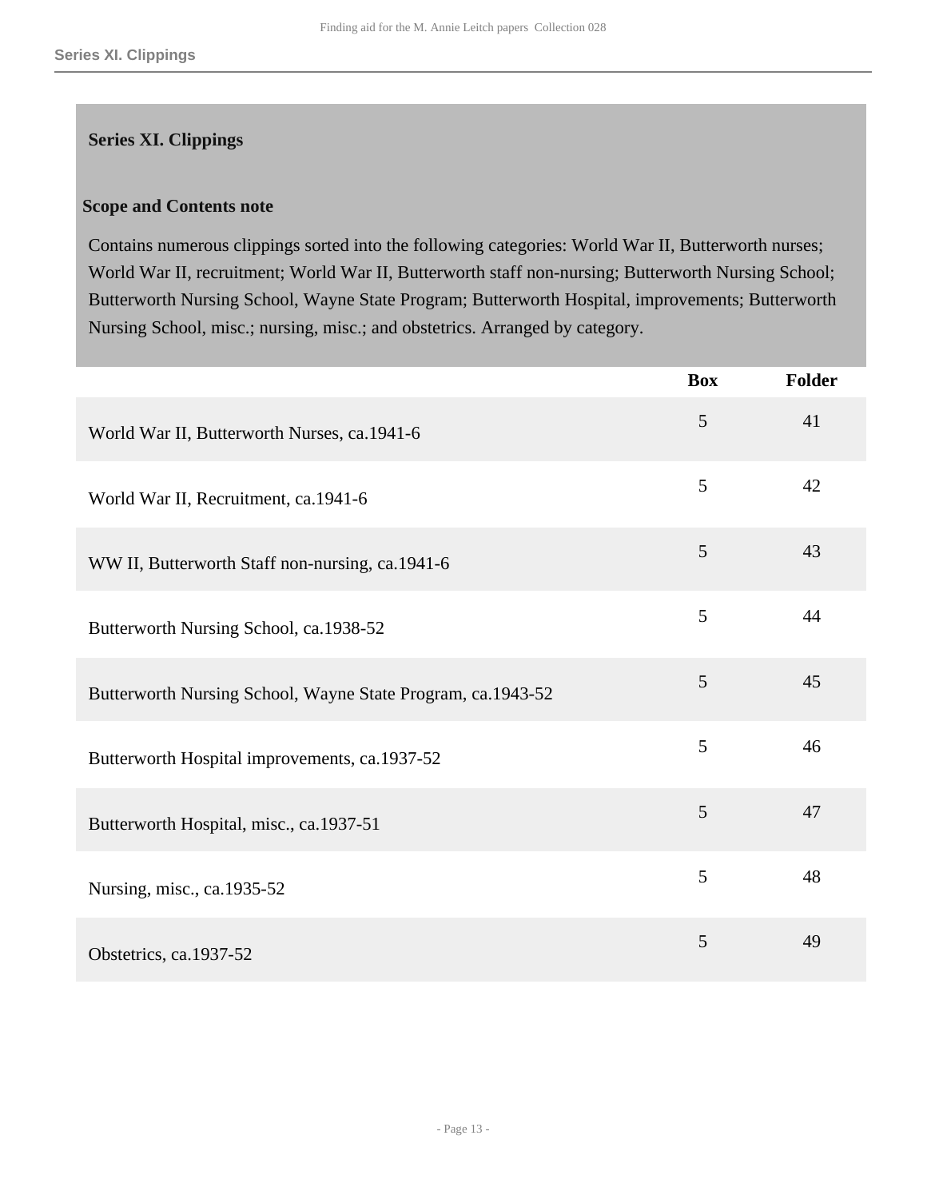## Series XI. Clippings

### Scope and Contents note

Contains numerous clippings sorted into the following categories: World War II, Butterworth nurses; World War II, recruitment; World War II, Butterworth staff non-nursing; Butterworth Nursing School; Butterworth Nursing School, Wayne State Program; Butterworth Hospital, improvements; Butterworth Nursing School, misc.; nursing, misc.; and obstetrics. Arranged by category.

| | Box | Folder |
|---|---|---|
| World War II, Butterworth Nurses, ca.1941-6 | 5 | 41 |
| World War II, Recruitment, ca.1941-6 | 5 | 42 |
| WW II, Butterworth Staff non-nursing, ca.1941-6 | 5 | 43 |
| Butterworth Nursing School, ca.1938-52 | 5 | 44 |
| Butterworth Nursing School, Wayne State Program, ca.1943-52 | 5 | 45 |
| Butterworth Hospital improvements, ca.1937-52 | 5 | 46 |
| Butterworth Hospital, misc., ca.1937-51 | 5 | 47 |
| Nursing, misc., ca.1935-52 | 5 | 48 |
| Obstetrics, ca.1937-52 | 5 | 49 |